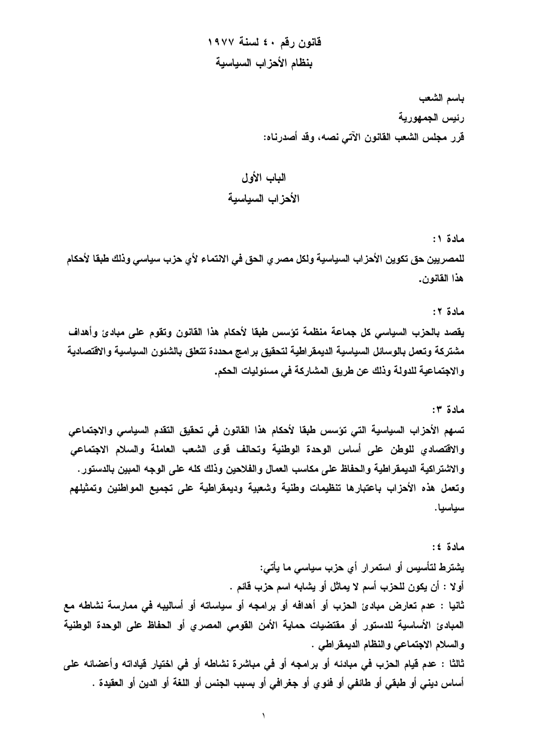# قانون رقم ٤٠ لسنة ١٩٧٧
# بنظام الأحزاب السياسية

باسم الشعب

رئيس الجمهورية

قرر مجلس الشعب القانون الآتي نصه، وقد أصدرناه:

## الباب الأول
## الأحزاب السياسية

**مادة ١:**

للمصريين حق تكوين الأحزاب السياسية ولكل مصري الحق في الانتماء لأي حزب سياسي وذلك طبقا لأحكام هذا القانون.

**مادة ٢:**

يقصد بالحزب السياسي كل جماعة منظمة تؤسس طبقا لأحكام هذا القانون وتقوم على مبادئ وأهداف مشتركة وتعمل بالوسائل السياسية الديمقراطية لتحقيق برامج محددة تتعلق بالشئون السياسية والاقتصادية والاجتماعية للدولة وذلك عن طريق المشاركة في مسئوليات الحكم.

**مادة ٣:**

تسهم الأحزاب السياسية التي تؤسس طبقا لأحكام هذا القانون في تحقيق التقدم السياسي والاجتماعي والاقتصادي للوطن على أساس الوحدة الوطنية وتحالف قوى الشعب العاملة والسلام الاجتماعي والاشتراكية الديمقراطية والحفاظ على مكاسب العمال والفلاحين وذلك كله على الوجه المبين بالدستور.

وتعمل هذه الأحزاب باعتبارها تنظيمات وطنية وشعبية وديمقراطية على تجميع المواطنين وتمثيلهم سياسيا.

**مادة ٤:**

يشترط لتأسيس أو استمرار أي حزب سياسي ما يأتي:

أولا : أن يكون للحزب أسم لا يماثل أو يشابه اسم حزب قائم .

ثانيا : عدم تعارض مبادئ الحزب أو أهدافه أو برامجه أو سياساته أو أساليبه في ممارسة نشاطه مع المبادئ الأساسية للدستور أو مقتضيات حماية الأمن القومي المصري أو الحفاظ على الوحدة الوطنية والسلام الاجتماعي والنظام الديمقراطي .

ثالثا : عدم قيام الحزب في مبادئه أو برامجه أو في مباشرة نشاطه أو في اختيار قياداته وأعضائه على أساس ديني أو طبقي أو طائفي أو فئوي أو جغرافي أو بسبب الجنس أو اللغة أو الدين أو العقيدة .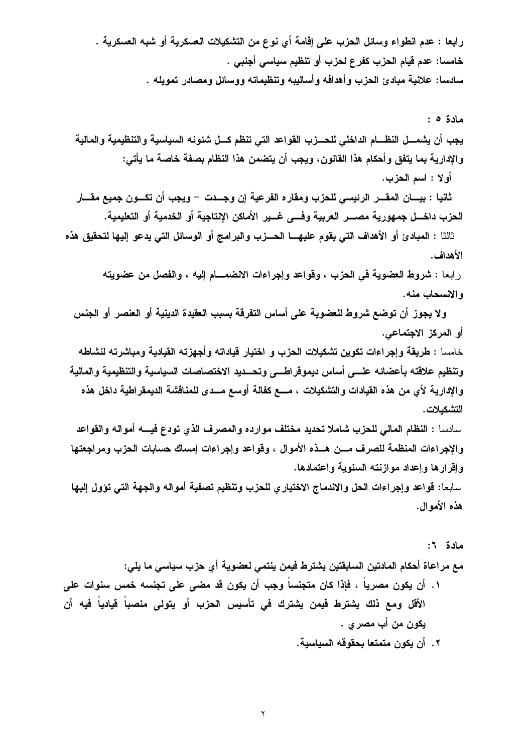رابعا : عدم انطواء وسائل الحزب على إقامة أي نوع من التشكيلات العسكرية أو شبه العسكرية .

خامسا: عدم قيام الحزب كفرع لحزب أو تنظيم سياسي أجنبي .

سادسا: علانية مبادئ الحزب وأهدافه وأساليبه وتنظيماته ووسائل ومصادر تمويله .

**مادة ٥ :**

يجب أن يشمل النظام الداخلي للحزب القواعد التي تنظم كل شئونه السياسية والتنظيمية والمالية والإدارية بما يتفق وأحكام هذا القانون، ويجب أن يتضمن هذا النظام بصفة خاصة ما يأتي:

أولا : اسم الحزب.

ثانيا : بيان المقر الرئيسي للحزب ومقاره الفرعية إن وجدت – ويجب أن تكون جميع مقار الحزب داخل جمهورية مصر العربية وفي غير الأماكن الإنتاجية أو الخدمية أو التعليمية.

ثالثا : المبادئ أو الأهداف التي يقوم عليها الحزب والبرامج أو الوسائل التي يدعو إليها لتحقيق هذه الأهداف.

رابعا : شروط العضوية في الحزب ، وقواعد وإجراءات الانضمام إليه ، والفصل من عضويته والانسحاب منه.

ولا يجوز أن توضع شروط للعضوية على أساس التفرقة بسبب العقيدة الدينية أو العنصر أو الجنس أو المركز الاجتماعي.

خامسا : طريقة وإجراءات تكوين تشكيلات الحزب و اختيار قياداته وأجهزته القيادية ومباشرته لنشاطه وتنظيم علاقته بأعضائه على أساس ديموقراطي وتحديد الاختصاصات السياسية والتنظيمية والمالية والإدارية لأي من هذه القيادات والتشكيلات ، مع كفالة أوسع مدى للمناقشة الديمقراطية داخل هذه التشكيلات.

سادسا : النظام المالي للحزب شاملا تحديد مختلف موارده والمصرف الذي تودع فيه أمواله والقواعد والإجراءات المنظمة للصرف من هذه الأموال ، وقواعد وإجراءات إمساك حسابات الحزب ومراجعتها وإقرارها وإعداد موازنته السنوية واعتمادها.

سابعا: قواعد وإجراءات الحل والاندماج الاختياري للحزب وتنظيم تصفية أمواله والجهة التي تؤول إليها هذه الأموال.

**مادة ٦:**

مع مراعاة أحكام المادتين السابقتين يشترط فيمن ينتمي لعضوية أي حزب سياسي ما يلي:

١. أن يكون مصرياً ، فإذا كان متجنساً وجب أن يكون قد مضى على تجنسه خمس سنوات على الأقل ومع ذلك يشترط فيمن يشترك في تأسيس الحزب أو يتولى منصباً قيادياً فيه أن يكون من أب مصري .

٢. أن يكون متمتعا بحقوقه السياسية.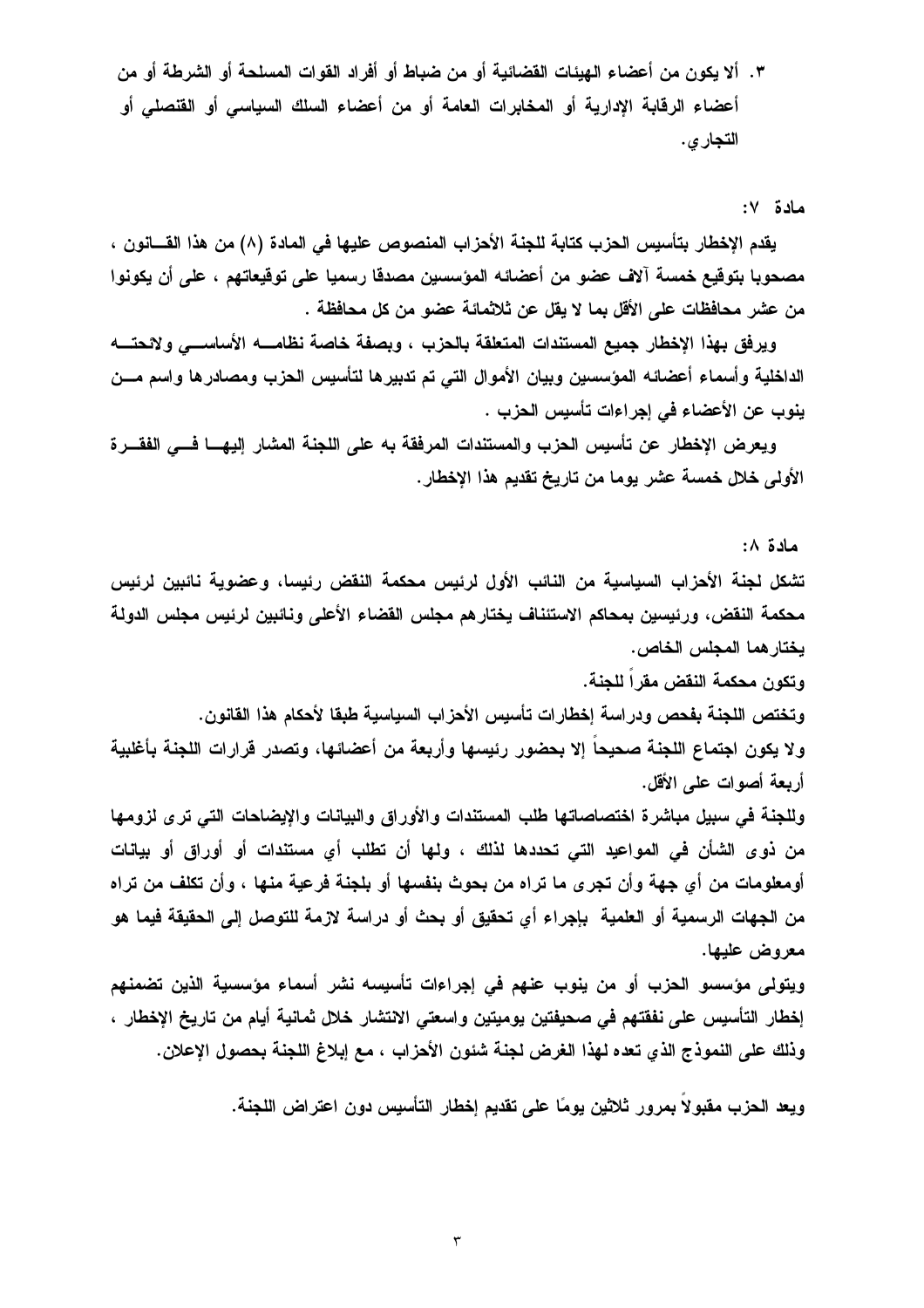٣. ألا يكون من أعضاء الهيئات القضائية أو من ضباط أو أفراد القوات المسلحة أو الشرطة أو من أعضاء الرقابة الإدارية أو المخابرات العامة أو من أعضاء السلك السياسي أو القنصلي أو التجاري.

**مادة ٧:**

يقدم الإخطار بتأسيس الحزب كتابة للجنة الأحزاب المنصوص عليها في المادة (٨) من هذا القانون ، مصحوبا بتوقيع خمسة آلاف عضو من أعضائه المؤسسين مصدقا رسميا على توقيعاتهم ، على أن يكونوا من عشر محافظات على الأقل بما لا يقل عن ثلاثمائة عضو من كل محافظة .

ويرفق بهذا الإخطار جميع المستندات المتعلقة بالحزب ، وبصفة خاصة نظامه الأساسي ولائحته الداخلية وأسماء أعضائه المؤسسين وبيان الأموال التي تم تدبيرها لتأسيس الحزب ومصادرها واسم من ينوب عن الأعضاء في إجراءات تأسيس الحزب .

ويعرض الإخطار عن تأسيس الحزب والمستندات المرفقة به على اللجنة المشار إليها في الفقرة الأولى خلال خمسة عشر يوما من تاريخ تقديم هذا الإخطار.

**مادة ٨:**

تشكل لجنة الأحزاب السياسية من النائب الأول لرئيس محكمة النقض رئيسا، وعضوية نائبين لرئيس محكمة النقض، ورئيسين بمحاكم الاستئناف يختارهم مجلس القضاء الأعلى ونائبين لرئيس مجلس الدولة يختارهما المجلس الخاص.

وتكون محكمة النقض مقراً للجنة.

وتختص اللجنة بفحص ودراسة إخطارات تأسيس الأحزاب السياسية طبقا لأحكام هذا القانون.

ولا يكون اجتماع اللجنة صحيحاً إلا بحضور رئيسها وأربعة من أعضائها، وتصدر قرارات اللجنة بأغلبية أربعة أصوات على الأقل.

وللجنة في سبيل مباشرة اختصاصاتها طلب المستندات والأوراق والبيانات والإيضاحات التي ترى لزومها من ذوى الشأن في المواعيد التي تحددها لذلك ، ولها أن تطلب أي مستندات أو أوراق أو بيانات أومعلومات من أي جهة وأن تجرى ما تراه من بحوث بنفسها أو بلجنة فرعية منها ، وأن تكلف من تراه من الجهات الرسمية أو العلمية بإجراء أي تحقيق أو بحث أو دراسة لازمة للتوصل إلى الحقيقة فيما هو معروض عليها.

ويتولى مؤسسو الحزب أو من ينوب عنهم في إجراءات تأسيسه نشر أسماء مؤسسية الذين تضمنهم إخطار التأسيس على نفقتهم في صحيفتين يوميتين واسعتي الانتشار خلال ثمانية أيام من تاريخ الإخطار ، وذلك على النموذج الذي تعده لهذا الغرض لجنة شئون الأحزاب ، مع إبلاغ اللجنة بحصول الإعلان.

ويعد الحزب مقبولاً بمرور ثلاثين يومًا على تقديم إخطار التأسيس دون اعتراض اللجنة.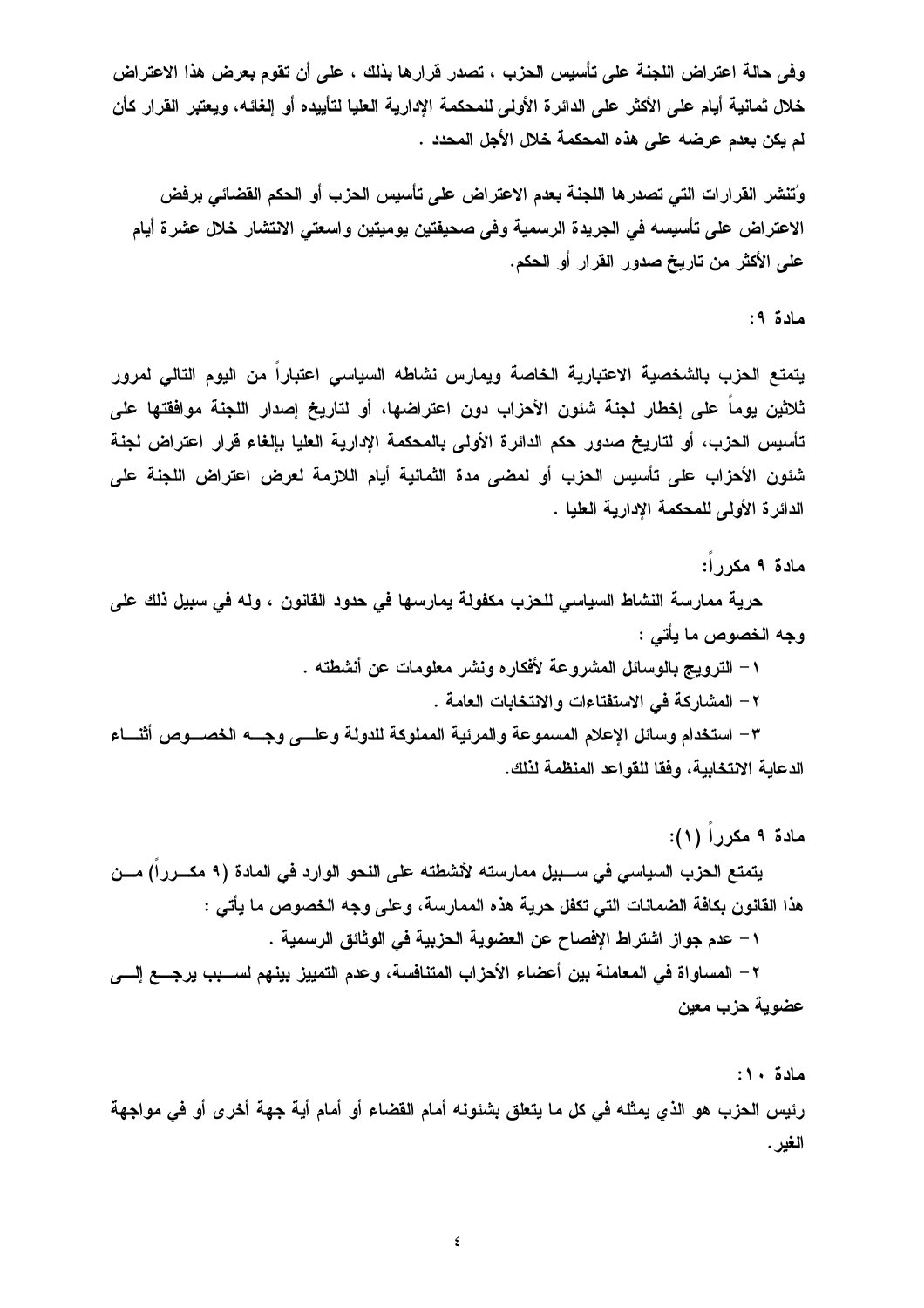وفى حالة اعتراض اللجنة على تأسيس الحزب ، تصدر قرارها بذلك ، على أن تقوم بعرض هذا الاعتراض خلال ثمانية أيام على الأكثر على الدائرة الأولى للمحكمة الإدارية العليا لتأييده أو إلغائه، ويعتبر القرار كأن لم يكن بعدم عرضه على هذه المحكمة خلال الأجل المحدد .

وُتنشر القرارات التي تصدرها اللجنة بعدم الاعتراض على تأسيس الحزب أو الحكم القضائي برفض الاعتراض على تأسيسه في الجريدة الرسمية وفى صحيفتين يوميتين واسعتي الانتشار خلال عشرة أيام على الأكثر من تاريخ صدور القرار أو الحكم.

**مادة ٩:**

يتمتع الحزب بالشخصية الاعتبارية الخاصة ويمارس نشاطه السياسي اعتباراً من اليوم التالي لمرور ثلاثين يوماً على إخطار لجنة شئون الأحزاب دون اعتراضها، أو لتاريخ إصدار اللجنة موافقتها على تأسيس الحزب، أو لتاريخ صدور حكم الدائرة الأولى بالمحكمة الإدارية العليا بإلغاء قرار اعتراض لجنة شئون الأحزاب على تأسيس الحزب أو لمضى مدة الثمانية أيام اللازمة لعرض اعتراض اللجنة على الدائرة الأولى للمحكمة الإدارية العليا .

**مادة ٩ مكرراً:**

حرية ممارسة النشاط السياسي للحزب مكفولة يمارسها في حدود القانون ، وله في سبيل ذلك على وجه الخصوص ما يأتي :

١ – الترويج بالوسائل المشروعة لأفكاره ونشر معلومات عن أنشطته .

٢ – المشاركة في الاستفتاءات والانتخابات العامة .

٣ – استخدام وسائل الإعلام المسموعة والمرئية المملوكة للدولة وعلى وجه الخصوص أثناء الدعاية الانتخابية، وفقا للقواعد المنظمة لذلك.

**مادة ٩ مكرراً (١):**

يتمتع الحزب السياسي في سبيل ممارسته لأنشطته على النحو الوارد في المادة (٩ مكرراً) من هذا القانون بكافة الضمانات التي تكفل حرية هذه الممارسة، وعلى وجه الخصوص ما يأتي :

١ – عدم جواز اشتراط الإفصاح عن العضوية الحزبية في الوثائق الرسمية .

٢ – المساواة في المعاملة بين أعضاء الأحزاب المتنافسة، وعدم التمييز بينهم لسبب يرجع إلى عضوية حزب معين

**مادة ١٠:**

رئيس الحزب هو الذي يمثله في كل ما يتعلق بشئونه أمام القضاء أو أمام أية جهة أخرى أو في مواجهة الغير.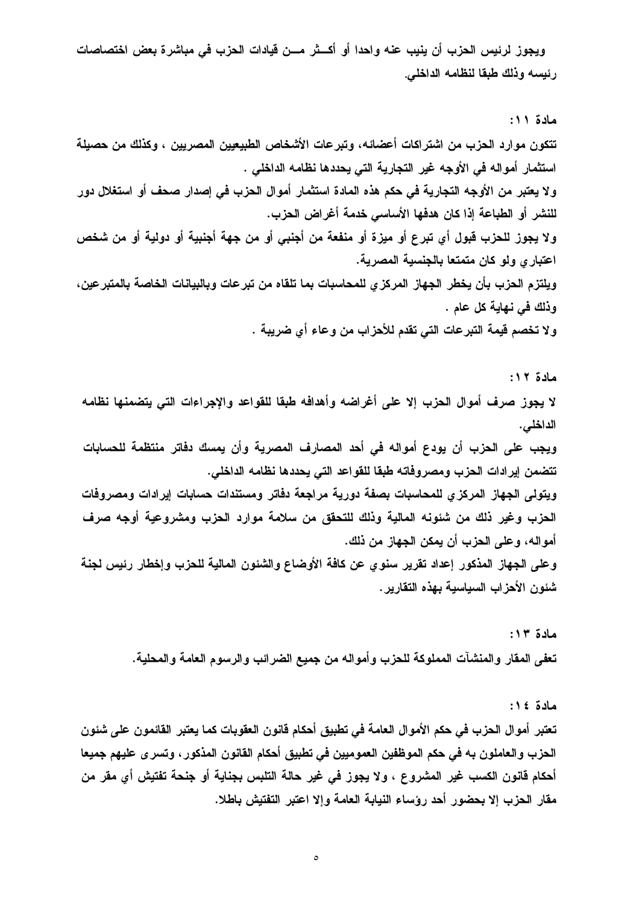ويجوز لرئيس الحزب أن ينيب عنه واحدا أو أكثر من قيادات الحزب في مباشرة بعض اختصاصات رئيسه وذلك طبقا لنظامه الداخلي.

**مادة ١١:**

تتكون موارد الحزب من اشتراكات أعضائه، وتبرعات الأشخاص الطبيعيين المصريين ، وكذلك من حصيلة استثمار أمواله في الأوجه غير التجارية التي يحددها نظامه الداخلي .

ولا يعتبر من الأوجه التجارية في حكم هذه المادة استثمار أموال الحزب في إصدار صحف أو استغلال دور للنشر أو الطباعة إذا كان هدفها الأساسي خدمة أغراض الحزب.

ولا يجوز للحزب قبول أي تبرع أو ميزة أو منفعة من أجنبي أو من جهة أجنبية أو دولية أو من شخص اعتباري ولو كان متمتعا بالجنسية المصرية.

ويلتزم الحزب بأن يخطر الجهاز المركزي للمحاسبات بما تلقاه من تبرعات وبالبيانات الخاصة بالمتبرعين، وذلك في نهاية كل عام .

ولا تخصم قيمة التبرعات التي تقدم للأحزاب من وعاء أي ضريبة .

**مادة ١٢:**

لا يجوز صرف أموال الحزب إلا على أغراضه وأهدافه طبقا للقواعد والإجراءات التي يتضمنها نظامه الداخلي.

ويجب على الحزب أن يودع أمواله في أحد المصارف المصرية وأن يمسك دفاتر منتظمة للحسابات تتضمن إيرادات الحزب ومصروفاته طبقا للقواعد التي يحددها نظامه الداخلي.

ويتولى الجهاز المركزي للمحاسبات بصفة دورية مراجعة دفاتر ومستندات حسابات إيرادات ومصروفات الحزب وغير ذلك من شئونه المالية وذلك للتحقق من سلامة موارد الحزب ومشروعية أوجه صرف أمواله، وعلى الحزب أن يمكن الجهاز من ذلك.

وعلى الجهاز المذكور إعداد تقرير سنوي عن كافة الأوضاع والشئون المالية للحزب وإخطار رئيس لجنة شئون الأحزاب السياسية بهذه التقارير.

**مادة ١٣:**

تعفى المقار والمنشآت المملوكة للحزب وأمواله من جميع الضرائب والرسوم العامة والمحلية.

**مادة ١٤:**

تعتبر أموال الحزب في حكم الأموال العامة في تطبيق أحكام قانون العقوبات كما يعتبر القائمون على شئون الحزب والعاملون به في حكم الموظفين العموميين في تطبيق أحكام القانون المذكور، وتسرى عليهم جميعا أحكام قانون الكسب غير المشروع ، ولا يجوز في غير حالة التلبس بجناية أو جنحة تفتيش أي مقر من مقار الحزب إلا بحضور أحد رؤساء النيابة العامة وإلا اعتبر التفتيش باطلا.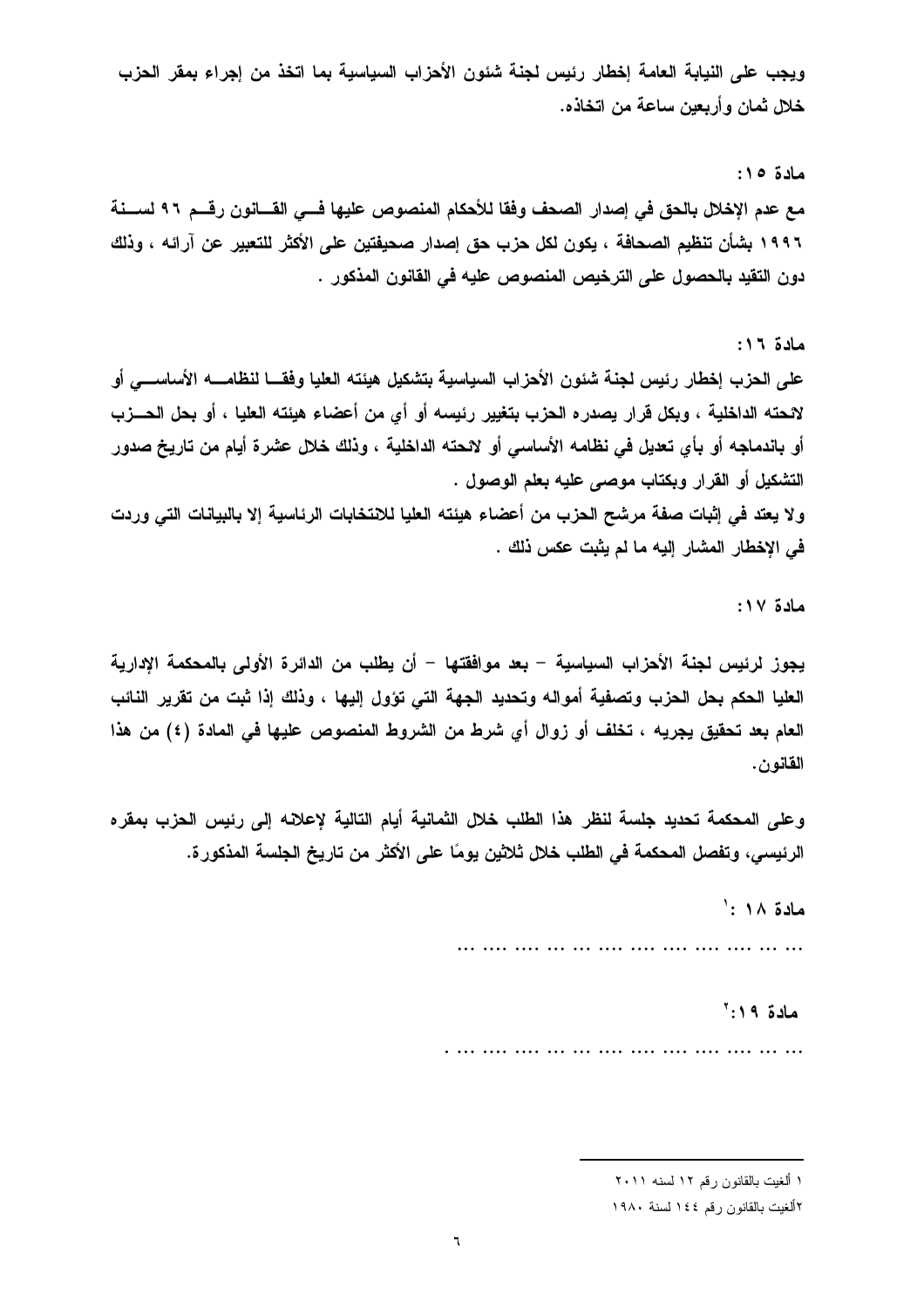ويجب على النيابة العامة إخطار رئيس لجنة شئون الأحزاب السياسية بما اتخذ من إجراء بمقر الحزب خلال ثمان وأربعين ساعة من اتخاذه.

**مادة ١٥:**

مع عدم الإخلال بالحق في إصدار الصحف وفقا للأحكام المنصوص عليها في القانون رقم ٩٦ لسنة ١٩٩٦ بشأن تنظيم الصحافة ، يكون لكل حزب حق إصدار صحيفتين على الأكثر للتعبير عن آرائه ، وذلك دون التقيد بالحصول على الترخيص المنصوص عليه في القانون المذكور .

**مادة ١٦:**

على الحزب إخطار رئيس لجنة شئون الأحزاب السياسية بتشكيل هيئته العليا وفقا لنظامه الأساسي أو لائحته الداخلية ، وبكل قرار يصدره الحزب بتغيير رئيسه أو أي من أعضاء هيئته العليا ، أو بحل الحزب أو باندماجه أو بأي تعديل في نظامه الأساسي أو لائحته الداخلية ، وذلك خلال عشرة أيام من تاريخ صدور التشكيل أو القرار وبكتاب موصى عليه بعلم الوصول .

ولا يعتد في إثبات صفة مرشح الحزب من أعضاء هيئته العليا للانتخابات الرئاسية إلا بالبيانات التي وردت في الإخطار المشار إليه ما لم يثبت عكس ذلك .

**مادة ١٧:**

يجوز لرئيس لجنة الأحزاب السياسية – بعد موافقتها – أن يطلب من الدائرة الأولى بالمحكمة الإدارية العليا الحكم بحل الحزب وتصفية أمواله وتحديد الجهة التي تؤول إليها ، وذلك إذا ثبت من تقرير النائب العام بعد تحقيق يجريه ، تخلف أو زوال أي شرط من الشروط المنصوص عليها في المادة (٤) من هذا القانون.

وعلى المحكمة تحديد جلسة لنظر هذا الطلب خلال الثمانية أيام التالية لإعلانه إلى رئيس الحزب بمقره الرئيسي، وتفصل المحكمة في الطلب خلال ثلاثين يومًا على الأكثر من تاريخ الجلسة المذكورة.

**مادة ١٨ :**[١]

... ... .... .... .... .... .... ... ... .... .... ... ...

**مادة ١٩:**[٢]

... ... .... .... .... .... .... ... ... .... .... ... ... .

---

١ ألغيت بالقانون رقم ١٢ لسنه ٢٠١١

٢ألغيت بالقانون رقم ١٤٤ لسنة ١٩٨٠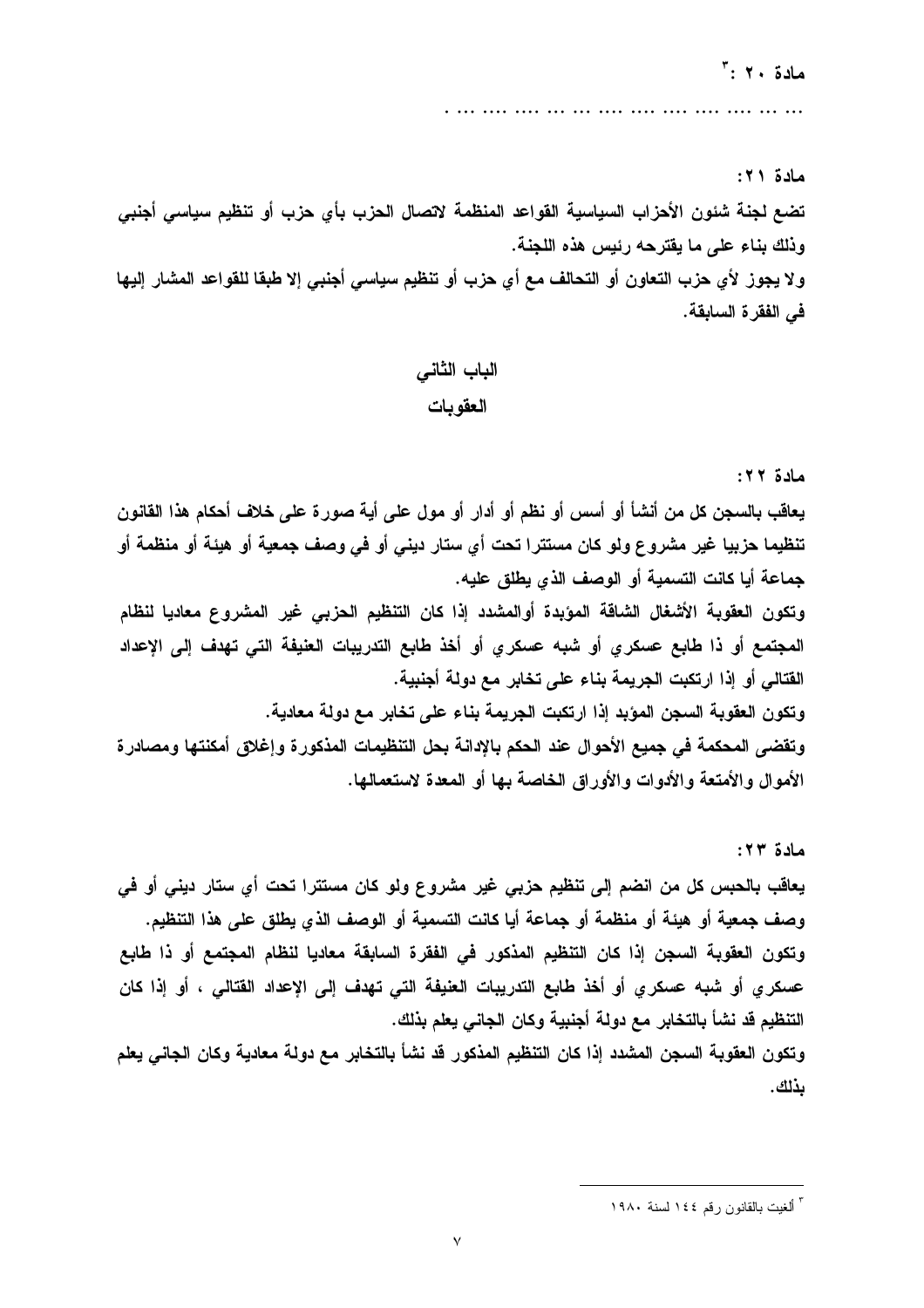مادة ٢٠ :[٣]

. ... ... .... .... .... .... .... ... ... .... .... ... ... ...

مادة ٢١:

تضع لجنة شئون الأحزاب السياسية القواعد المنظمة لاتصال الحزب بأي حزب أو تنظيم سياسي أجنبي وذلك بناء على ما يقترحه رئيس هذه اللجنة.

ولا يجوز لأي حزب التعاون أو التحالف مع أي حزب أو تنظيم سياسي أجنبي إلا طبقا للقواعد المشار إليها في الفقرة السابقة.

## الباب الثاني
## العقوبات

مادة ٢٢:

يعاقب بالسجن كل من أنشأ أو أسس أو نظم أو أدار أو مول على أية صورة على خلاف أحكام هذا القانون تنظيما حزبيا غير مشروع ولو كان مستترا تحت أي ستار ديني أو في وصف جمعية أو هيئة أو منظمة أو جماعة أيا كانت التسمية أو الوصف الذي يطلق عليه.

وتكون العقوبة الأشغال الشاقة المؤبدة أوالمشدد إذا كان التنظيم الحزبي غير المشروع معاديا لنظام المجتمع أو ذا طابع عسكري أو شبه عسكري أو أخذ طابع التدريبات العنيفة التي تهدف إلى الإعداد القتالي أو إذا ارتكبت الجريمة بناء على تخابر مع دولة أجنبية.

وتكون العقوبة السجن المؤبد إذا ارتكبت الجريمة بناء على تخابر مع دولة معادية.

وتقضى المحكمة في جميع الأحوال عند الحكم بالإدانة بحل التنظيمات المذكورة وإغلاق أمكنتها ومصادرة الأموال والأمتعة والأدوات والأوراق الخاصة بها أو المعدة لاستعمالها.

مادة ٢٣:

يعاقب بالحبس كل من انضم إلى تنظيم حزبي غير مشروع ولو كان مستترا تحت أي ستار ديني أو في وصف جمعية أو هيئة أو منظمة أو جماعة أيا كانت التسمية أو الوصف الذي يطلق على هذا التنظيم.

وتكون العقوبة السجن إذا كان التنظيم المذكور في الفقرة السابقة معاديا لنظام المجتمع أو ذا طابع عسكري أو شبه عسكري أو أخذ طابع التدريبات العنيفة التي تهدف إلى الإعداد القتالي ، أو إذا كان التنظيم قد نشأ بالتخابر مع دولة أجنبية وكان الجاني يعلم بذلك.

وتكون العقوبة السجن المشدد إذا كان التنظيم المذكور قد نشأ بالتخابر مع دولة معادية وكان الجاني يعلم بذلك.

---

[٣] ألغيت بالقانون رقم ١٤٤ لسنة ١٩٨٠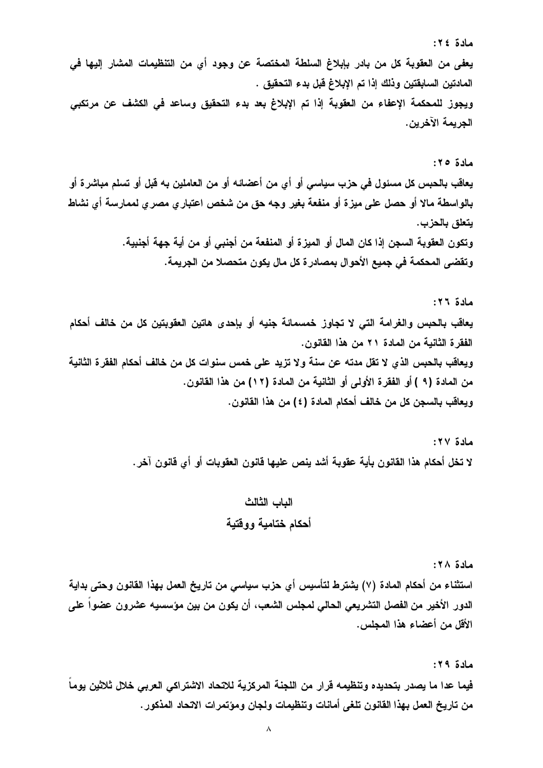مادة ٢٤:

يعفى من العقوبة كل من بادر بإبلاغ السلطة المختصة عن وجود أي من التنظيمات المشار إليها في المادتين السابقتين وذلك إذا تم الإبلاغ قبل بدء التحقيق .

ويجوز للمحكمة الإعفاء من العقوبة إذا تم الإبلاغ بعد بدء التحقيق وساعد في الكشف عن مرتكبي الجريمة الآخرين.

مادة ٢٥:

يعاقب بالحبس كل مسئول في حزب سياسي أو أي من أعضائه أو من العاملين به قبل أو تسلم مباشرة أو بالواسطة مالا أو حصل على ميزة أو منفعة بغير وجه حق من شخص اعتباري مصري لممارسة أي نشاط يتعلق بالحزب.

وتكون العقوبة السجن إذا كان المال أو الميزة أو المنفعة من أجنبي أو من أية جهة أجنبية.

وتقضى المحكمة في جميع الأحوال بمصادرة كل مال يكون متحصلا من الجريمة.

مادة ٢٦:

يعاقب بالحبس والغرامة التي لا تجاوز خمسمائة جنيه أو بإحدى هاتين العقوبتين كل من خالف أحكام الفقرة الثانية من المادة ٢١ من هذا القانون.

ويعاقب بالحبس الذي لا تقل مدته عن سنة ولا تزيد على خمس سنوات كل من خالف أحكام الفقرة الثانية من المادة (٩ ) أو الفقرة الأولى أو الثانية من المادة (١٢) من هذا القانون.

ويعاقب بالسجن كل من خالف أحكام المادة (٤) من هذا القانون.

مادة ٢٧:

لا تخل أحكام هذا القانون بأية عقوبة أشد ينص عليها قانون العقوبات أو أي قانون آخر.

## الباب الثالث

## أحكام ختامية ووقتية

مادة ٢٨:

استثناء من أحكام المادة (٧) يشترط لتأسيس أي حزب سياسي من تاريخ العمل بهذا القانون وحتى بداية الدور الأخير من الفصل التشريعي الحالي لمجلس الشعب، أن يكون من بين مؤسسيه عشرون عضواً على الأقل من أعضاء هذا المجلس.

مادة ٢٩:

فيما عدا ما يصدر بتحديده وتنظيمه قرار من اللجنة المركزية للاتحاد الاشتراكي العربي خلال ثلاثين يوماً من تاريخ العمل بهذا القانون تلغى أمانات وتنظيمات ولجان ومؤتمرات الاتحاد المذكور.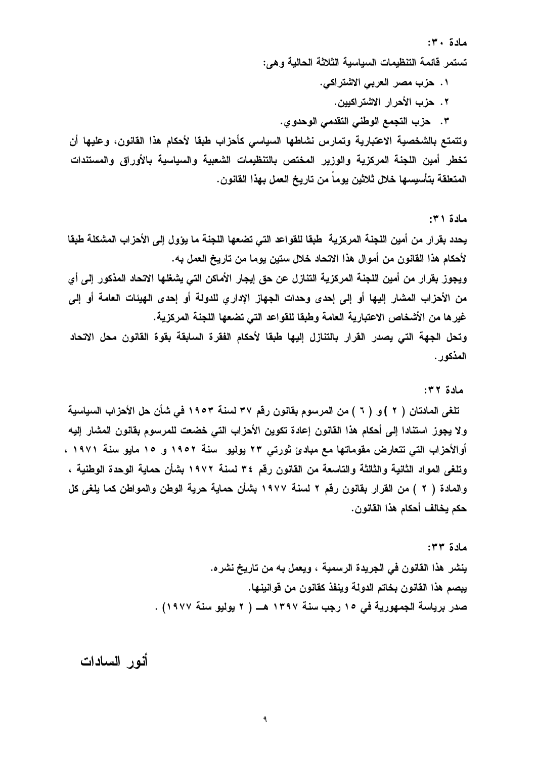مادة ٣٠:

تستمر قائمة التنظيمات السياسية الثلاثة الحالية وهى:

١. حزب مصر العربي الاشتراكي.
٢. حزب الأحرار الاشتراكيين.
٣. حزب التجمع الوطني التقدمي الوحدوي.

وتتمتع بالشخصية الاعتبارية وتمارس نشاطها السياسي كأحزاب طبقا لأحكام هذا القانون، وعليها أن تخطر أمين اللجنة المركزية والوزير المختص بالتنظيمات الشعبية والسياسية بالأوراق والمستندات المتعلقة بتأسيسها خلال ثلاثين يوماً من تاريخ العمل بهذا القانون.

مادة ٣١:

يحدد بقرار من أمين اللجنة المركزية طبقا للقواعد التي تضعها اللجنة ما يؤول إلى الأحزاب المشكلة طبقا لأحكام هذا القانون من أموال هذا الاتحاد خلال ستين يوما من تاريخ العمل به.

ويجوز بقرار من أمين اللجنة المركزية التنازل عن حق إيجار الأماكن التي يشغلها الاتحاد المذكور إلى أي من الأحزاب المشار إليها أو إلى إحدى وحدات الجهاز الإداري للدولة أو إحدى الهيئات العامة أو إلى غيرها من الأشخاص الاعتبارية العامة وطبقا للقواعد التي تضعها اللجنة المركزية.

وتحل الجهة التي يصدر القرار بالتنازل إليها طبقا لأحكام الفقرة السابقة بقوة القانون محل الاتحاد المذكور.

مادة ٣٢:

تلغى المادتان ( ٢ )و ( ٦ ) من المرسوم بقانون رقم ٣٧ لسنة ١٩٥٣ في شأن حل الأحزاب السياسية ولا يجوز استنادا إلى أحكام هذا القانون إعادة تكوين الأحزاب التي خضعت للمرسوم بقانون المشار إليه أوالأحزاب التي تتعارض مقوماتها مع مبادئ ثورتي ٢٣ يوليو سنة ١٩٥٢ و ١٥ مايو سنة ١٩٧١ ، وتلغى المواد الثانية والثالثة والتاسعة من القانون رقم ٣٤ لسنة ١٩٧٢ بشأن حماية الوحدة الوطنية ، والمادة ( ٢ ) من القرار بقانون رقم ٢ لسنة ١٩٧٧ بشأن حماية حرية الوطن والمواطن كما يلغى كل حكم يخالف أحكام هذا القانون.

مادة ٣٣:

ينشر هذا القانون في الجريدة الرسمية ، ويعمل به من تاريخ نشره.

يبصم هذا القانون بخاتم الدولة وينفذ كقانون من قوانينها.

صدر برياسة الجمهورية في ١٥ رجب سنة ١٣٩٧ هـ ( ٢ يوليو سنة ١٩٧٧) .

**أنور السادات**